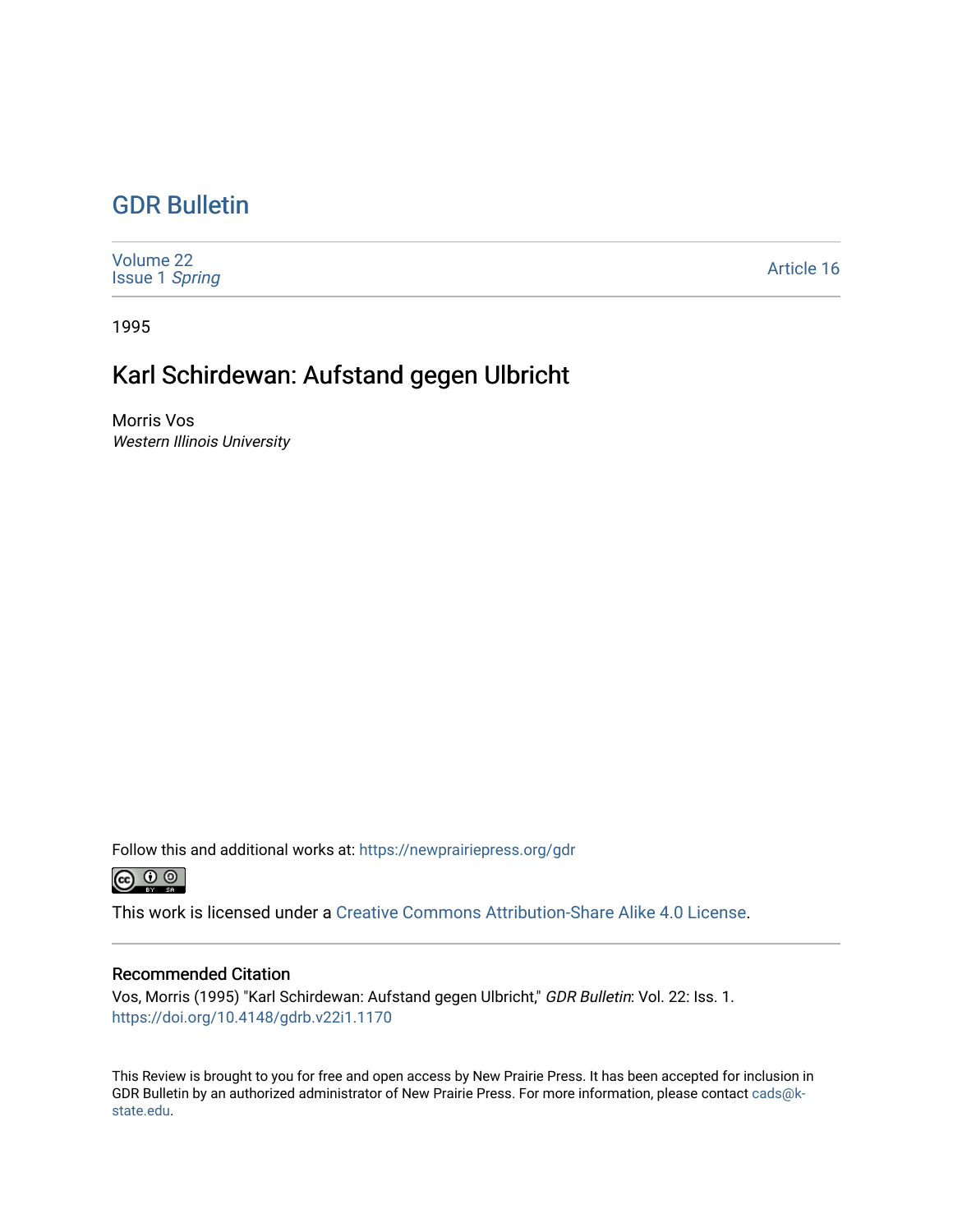# GDR Bulletin

Volume 22
Issue 1 *Spring*

Article 16

1995

## Karl Schirdewan: Aufstand gegen Ulbricht

Morris Vos
*Western Illinois University*

Follow this and additional works at: https://newprairiepress.org/gdr

This work is licensed under a Creative Commons Attribution-Share Alike 4.0 License.

### Recommended Citation

Vos, Morris (1995) "Karl Schirdewan: Aufstand gegen Ulbricht," *GDR Bulletin*: Vol. 22: Iss. 1. https://doi.org/10.4148/gdrb.v22i1.1170

This Review is brought to you for free and open access by New Prairie Press. It has been accepted for inclusion in GDR Bulletin by an authorized administrator of New Prairie Press. For more information, please contact cads@k-state.edu.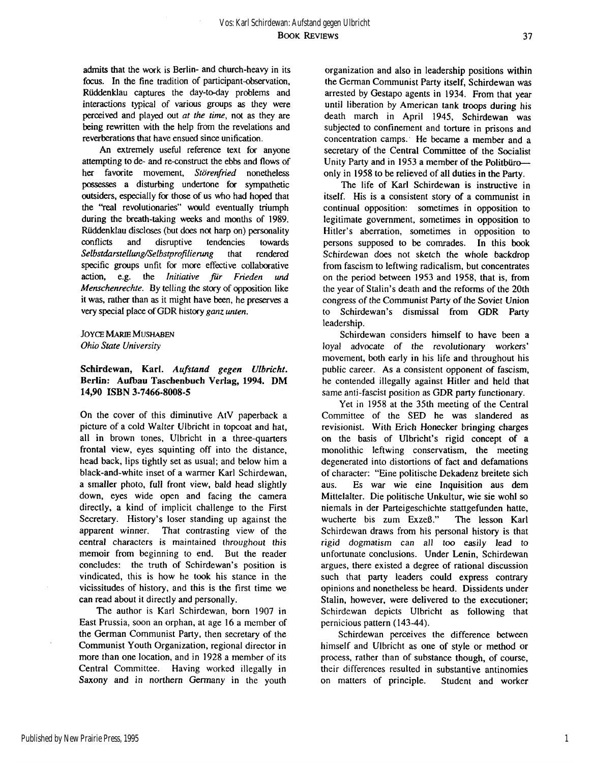admits that the work is Berlin- and church-heavy in its focus. In the fine tradition of participant-observation, Rüddenklau captures the day-to-day problems and interactions typical of various groups as they were perceived and played out *at the time*, not as they are being rewritten with the help from the revelations and reverberations that have ensued since unification.

An extremely useful reference text for anyone attempting to de- and re-construct the ebbs and flows of her favorite movement, *Störenfried* nonetheless possesses a disturbing undertone for sympathetic outsiders, especially for those of us who had hoped that the "real revolutionaries" would eventually triumph during the breath-taking weeks and months of 1989. Rüddenklau discloses (but does not harp on) personality conflicts and disruptive tendencies towards *Selbstdarstellung/Selbstprofilierung* that rendered specific groups unfit for more effective collaborative action, e.g. the *Initiative für Frieden und Menschenrechte*. By telling the story of opposition like it was, rather than as it might have been, he preserves a very special place of GDR history *ganz unten*.

JOYCE MARIE MUSHABEN
*Ohio State University*

**Schirdewan, Karl. *Aufstand gegen Ulbricht*. Berlin: Aufbau Taschenbuch Verlag, 1994. DM 14,90 ISBN 3-7466-8008-5**

On the cover of this diminutive AtV paperback a picture of a cold Walter Ulbricht in topcoat and hat, all in brown tones, Ulbricht in a three-quarters frontal view, eyes squinting off into the distance, head back, lips tightly set as usual; and below him a black-and-white inset of a warmer Karl Schirdewan, a smaller photo, full front view, bald head slightly down, eyes wide open and facing the camera directly, a kind of implicit challenge to the First Secretary. History's loser standing up against the apparent winner. That contrasting view of the central characters is maintained throughout this memoir from beginning to end. But the reader concludes: the truth of Schirdewan's position is vindicated, this is how he took his stance in the vicissitudes of history, and this is the first time we can read about it directly and personally.

The author is Karl Schirdewan, born 1907 in East Prussia, soon an orphan, at age 16 a member of the German Communist Party, then secretary of the Communist Youth Organization, regional director in more than one location, and in 1928 a member of its Central Committee. Having worked illegally in Saxony and in northern Germany in the youth organization and also in leadership positions within the German Communist Party itself, Schirdewan was arrested by Gestapo agents in 1934. From that year until liberation by American tank troops during his death march in April 1945, Schirdewan was subjected to confinement and torture in prisons and concentration camps. He became a member and a secretary of the Central Committee of the Socialist Unity Party and in 1953 a member of the Politbüro—only in 1958 to be relieved of all duties in the Party.

The life of Karl Schirdewan is instructive in itself. His is a consistent story of a communist in continual opposition: sometimes in opposition to legitimate government, sometimes in opposition to Hitler's aberration, sometimes in opposition to persons supposed to be comrades. In this book Schirdewan does not sketch the whole backdrop from fascism to leftwing radicalism, but concentrates on the period between 1953 and 1958, that is, from the year of Stalin's death and the reforms of the 20th congress of the Communist Party of the Soviet Union to Schirdewan's dismissal from GDR Party leadership.

Schirdewan considers himself to have been a loyal advocate of the revolutionary workers' movement, both early in his life and throughout his public career. As a consistent opponent of fascism, he contended illegally against Hitler and held that same anti-fascist position as GDR party functionary.

Yet in 1958 at the 35th meeting of the Central Committee of the SED he was slandered as revisionist. With Erich Honecker bringing charges on the basis of Ulbricht's rigid concept of a monolithic leftwing conservatism, the meeting degenerated into distortions of fact and defamations of character: "Eine politische Dekadenz breitete sich aus. Es war wie eine Inquisition aus dem Mittelalter. Die politische Unkultur, wie sie wohl so niemals in der Parteigeschichte stattgefunden hatte, wucherte bis zum Exzeß." The lesson Karl Schirdewan draws from his personal history is that rigid dogmatism can all too easily lead to unfortunate conclusions. Under Lenin, Schirdewan argues, there existed a degree of rational discussion such that party leaders could express contrary opinions and nonetheless be heard. Dissidents under Stalin, however, were delivered to the executioner; Schirdewan depicts Ulbricht as following that pernicious pattern (143-44).

Schirdewan perceives the difference between himself and Ulbricht as one of style or method or process, rather than of substance though, of course, their differences resulted in substantive antinomies on matters of principle. Student and worker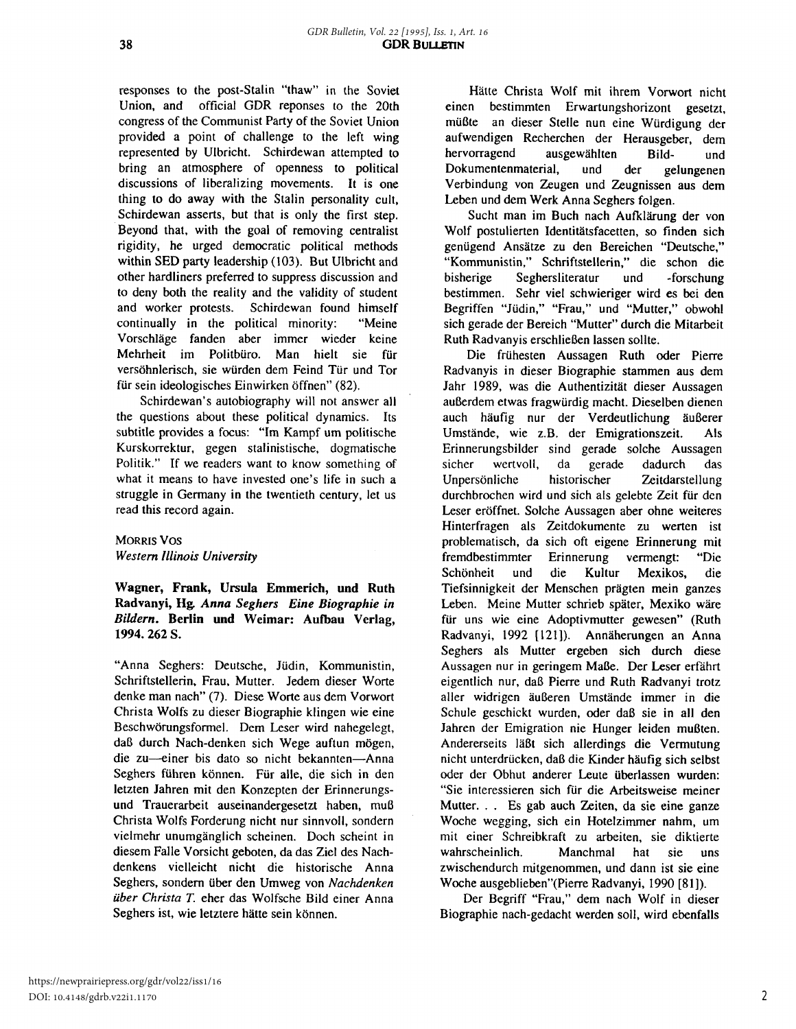responses to the post-Stalin "thaw" in the Soviet Union, and official GDR reponses to the 20th congress of the Communist Party of the Soviet Union provided a point of challenge to the left wing represented by Ulbricht. Schirdewan attempted to bring an atmosphere of openness to political discussions of liberalizing movements. It is one thing to do away with the Stalin personality cult, Schirdewan asserts, but that is only the first step. Beyond that, with the goal of removing centralist rigidity, he urged democratic political methods within SED party leadership (103). But Ulbricht and other hardliners preferred to suppress discussion and to deny both the reality and the validity of student and worker protests. Schirdewan found himself continually in the political minority: "Meine Vorschläge fanden aber immer wieder keine Mehrheit im Politbüro. Man hielt sie für versöhnlerisch, sie würden dem Feind Tür und Tor für sein ideologisches Einwirken öffnen" (82).

Schirdewan's autobiography will not answer all the questions about these political dynamics. Its subtitle provides a focus: "Im Kampf um politische Kurskorrektur, gegen stalinistische, dogmatische Politik." If we readers want to know something of what it means to have invested one's life in such a struggle in Germany in the twentieth century, let us read this record again.

MORRIS VOS
*Western Illinois University*

**Wagner, Frank, Ursula Emmerich, und Ruth Radvanyi, Hg.** ***Anna Seghers Eine Biographie in Bildern.*** **Berlin und Weimar: Aufbau Verlag, 1994. 262 S.**

"Anna Seghers: Deutsche, Jüdin, Kommunistin, Schriftstellerin, Frau, Mutter. Jedem dieser Worte denke man nach" (7). Diese Worte aus dem Vorwort Christa Wolfs zu dieser Biographie klingen wie eine Beschwörungsformel. Dem Leser wird nahegelegt, daß durch Nach-denken sich Wege auftun mögen, die zu—einer bis dato so nicht bekannten—Anna Seghers führen können. Für alle, die sich in den letzten Jahren mit den Konzepten der Erinnerungs- und Trauerarbeit auseinandergesetzt haben, muß Christa Wolfs Forderung nicht nur sinnvoll, sondern vielmehr unumgänglich scheinen. Doch scheint in diesem Falle Vorsicht geboten, da das Ziel des Nachdenkens vielleicht nicht die historische Anna Seghers, sondern über den Umweg von *Nachdenken über Christa T.* eher das Wolfsche Bild einer Anna Seghers ist, wie letztere hätte sein können.

Hätte Christa Wolf mit ihrem Vorwort nicht einen bestimmten Erwartungshorizont gesetzt, müßte an dieser Stelle nun eine Würdigung der aufwendigen Recherchen der Herausgeber, dem hervorragend ausgewählten Bild- und Dokumentenmaterial, und der gelungenen Verbindung von Zeugen und Zeugnissen aus dem Leben und dem Werk Anna Seghers folgen.

Sucht man im Buch nach Aufklärung der von Wolf postulierten Identitätsfacetten, so finden sich genügend Ansätze zu den Bereichen "Deutsche," "Kommunistin," Schriftstellerin," die schon die bisherige Seghersliteratur und -forschung bestimmen. Sehr viel schwieriger wird es bei den Begriffen "Jüdin," "Frau," und "Mutter," obwohl sich gerade der Bereich "Mutter" durch die Mitarbeit Ruth Radvanyis erschließen lassen sollte.

Die frühesten Aussagen Ruth oder Pierre Radvanyis in dieser Biographie stammen aus dem Jahr 1989, was die Authentizität dieser Aussagen außerdem etwas fragwürdig macht. Dieselben dienen auch häufig nur der Verdeutlichung äußerer Umstände, wie z.B. der Emigrationszeit. Als Erinnerungsbilder sind gerade solche Aussagen sicher wertvoll, da gerade dadurch das Unpersönliche historischer Zeitdarstellung durchbrochen wird und sich als gelebte Zeit für den Leser eröffnet. Solche Aussagen aber ohne weiteres Hinterfragen als Zeitdokumente zu werten ist problematisch, da sich oft eigene Erinnerung mit fremdbestimmter Erinnerung vermengt: "Die Schönheit und die Kultur Mexikos, die Tiefsinnigkeit der Menschen prägten mein ganzes Leben. Meine Mutter schrieb später, Mexiko wäre für uns wie eine Adoptivmutter gewesen" (Ruth Radvanyi, 1992 [121]). Annäherungen an Anna Seghers als Mutter ergeben sich durch diese Aussagen nur in geringem Maße. Der Leser erfährt eigentlich nur, daß Pierre und Ruth Radvanyi trotz aller widrigen äußeren Umstände immer in die Schule geschickt wurden, oder daß sie in all den Jahren der Emigration nie Hunger leiden mußten. Andererseits läßt sich allerdings die Vermutung nicht unterdrücken, daß die Kinder häufig sich selbst oder der Obhut anderer Leute überlassen wurden: "Sie interessieren sich für die Arbeitsweise meiner Mutter. . . Es gab auch Zeiten, da sie eine ganze Woche wegging, sich ein Hotelzimmer nahm, um mit einer Schreibkraft zu arbeiten, sie diktierte wahrscheinlich. Manchmal hat sie uns zwischendurch mitgenommen, und dann ist sie eine Woche ausgeblieben"(Pierre Radvanyi, 1990 [81]).

Der Begriff "Frau," dem nach Wolf in dieser Biographie nach-gedacht werden soll, wird ebenfalls